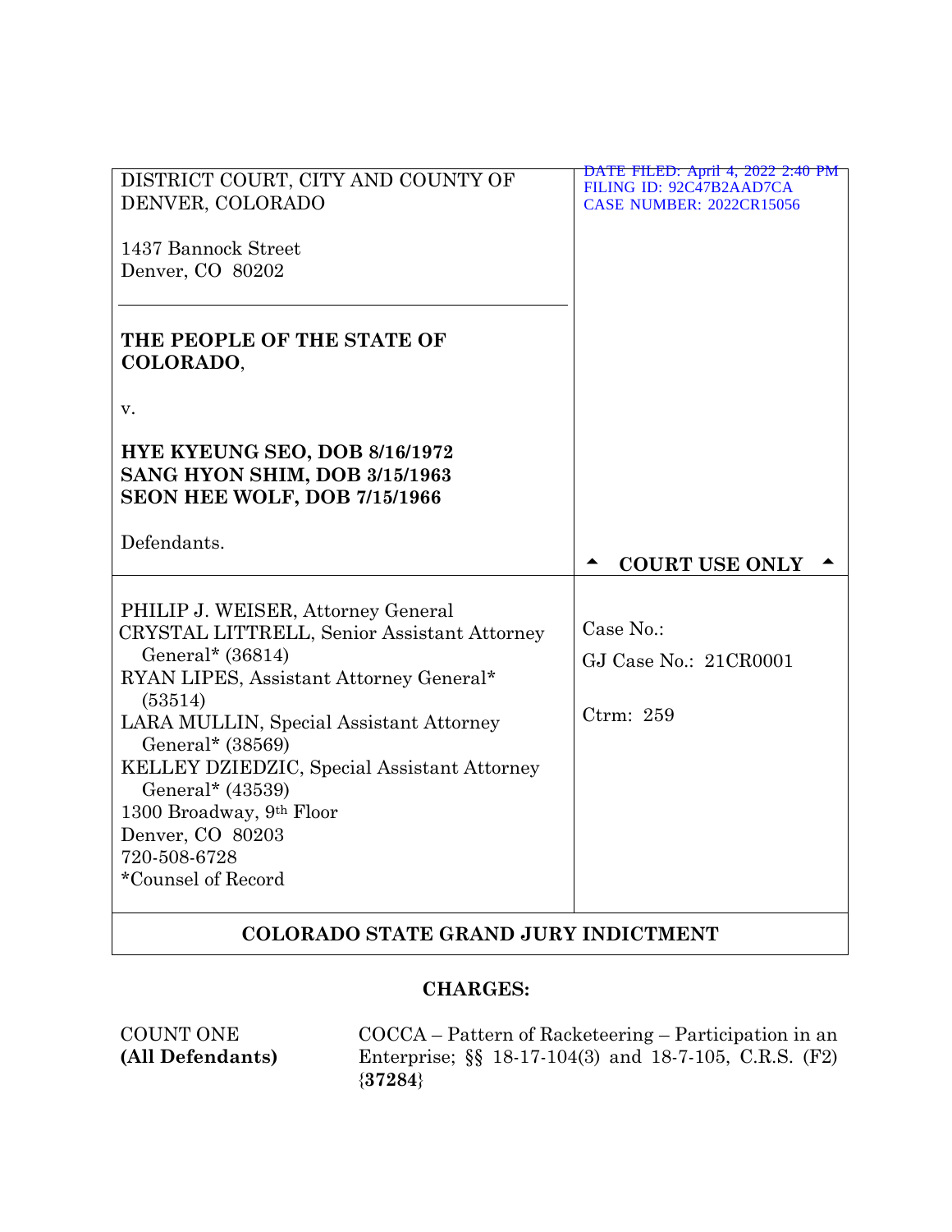| DISTRICT COURT, CITY AND COUNTY OF DENVER, COLORADO<br><br>1437 Bannock Street<br>Denver, CO 80202<br><br>**THE PEOPLE OF THE STATE OF COLORADO**,<br><br>v.<br><br>**HYE KYEUNG SEO, DOB 8/16/1972**<br>**SANG HYON SHIM, DOB 3/15/1963**<br>**SEON HEE WOLF, DOB 7/15/1966**<br><br>Defendants. | DATE FILED: April 4, 2022 2:40 PM<br>FILING ID: 92C47B2AAD7CA<br>CASE NUMBER: 2022CR15056<br><br>▲ **COURT USE ONLY** ▲ |
|---|---|
| PHILIP J. WEISER, Attorney General<br>CRYSTAL LITTRELL, Senior Assistant Attorney General* (36814)<br>RYAN LIPES, Assistant Attorney General* (53514)<br>LARA MULLIN, Special Assistant Attorney General* (38569)<br>KELLEY DZIEDZIC, Special Assistant Attorney General* (43539)<br>1300 Broadway, 9th Floor<br>Denver, CO 80203<br>720-508-6728<br>*Counsel of Record | Case No.:<br>GJ Case No.: 21CR0001<br><br>Ctrm: 259 |

## COLORADO STATE GRAND JURY INDICTMENT

## CHARGES:

| | |
|---|---|
| COUNT ONE<br>**(All Defendants)** | COCCA – Pattern of Racketeering – Participation in an Enterprise; §§ 18-17-104(3) and 18-7-105, C.R.S. (F2) {**37284**} |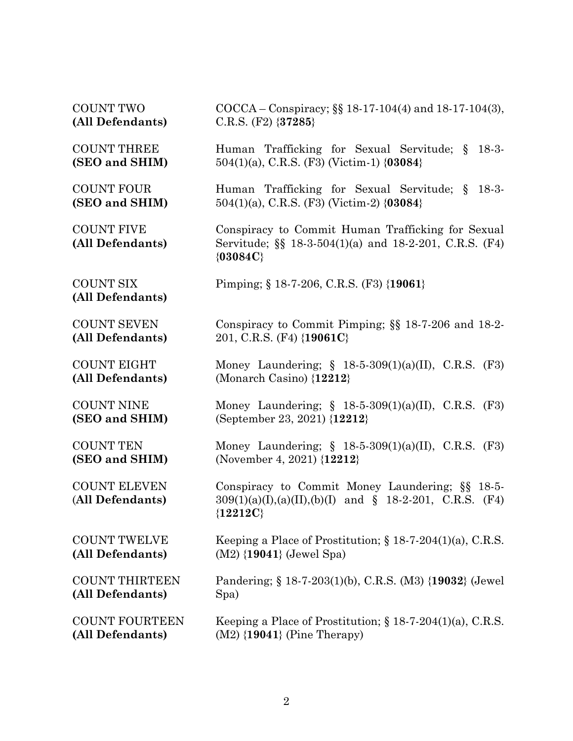| | |
|---|---|
| COUNT TWO **(All Defendants)** | COCCA – Conspiracy; §§ 18-17-104(4) and 18-17-104(3), C.R.S. (F2) {**37285**} |
| COUNT THREE **(SEO and SHIM)** | Human Trafficking for Sexual Servitude; § 18-3-504(1)(a), C.R.S. (F3) (Victim-1) {**03084**} |
| COUNT FOUR **(SEO and SHIM)** | Human Trafficking for Sexual Servitude; § 18-3-504(1)(a), C.R.S. (F3) (Victim-2) {**03084**} |
| COUNT FIVE **(All Defendants)** | Conspiracy to Commit Human Trafficking for Sexual Servitude; §§ 18-3-504(1)(a) and 18-2-201, C.R.S. (F4) {**03084C**} |
| COUNT SIX **(All Defendants)** | Pimping; § 18-7-206, C.R.S. (F3) {**19061**} |
| COUNT SEVEN **(All Defendants)** | Conspiracy to Commit Pimping; §§ 18-7-206 and 18-2-201, C.R.S. (F4) {**19061C**} |
| COUNT EIGHT **(All Defendants)** | Money Laundering; § 18-5-309(1)(a)(II), C.R.S. (F3) (Monarch Casino) {**12212**} |
| COUNT NINE **(SEO and SHIM)** | Money Laundering; § 18-5-309(1)(a)(II), C.R.S. (F3) (September 23, 2021) {**12212**} |
| COUNT TEN **(SEO and SHIM)** | Money Laundering; § 18-5-309(1)(a)(II), C.R.S. (F3) (November 4, 2021) {**12212**} |
| COUNT ELEVEN (**All Defendants)** | Conspiracy to Commit Money Laundering; §§ 18-5-309(1)(a)(I),(a)(II),(b)(I) and § 18-2-201, C.R.S. (F4) {**12212C**} |
| COUNT TWELVE **(All Defendants)** | Keeping a Place of Prostitution; § 18-7-204(1)(a), C.R.S. (M2) {**19041**} (Jewel Spa) |
| COUNT THIRTEEN **(All Defendants)** | Pandering; § 18-7-203(1)(b), C.R.S. (M3) {**19032**} (Jewel Spa) |
| COUNT FOURTEEN **(All Defendants)** | Keeping a Place of Prostitution; § 18-7-204(1)(a), C.R.S. (M2) {**19041**} (Pine Therapy) |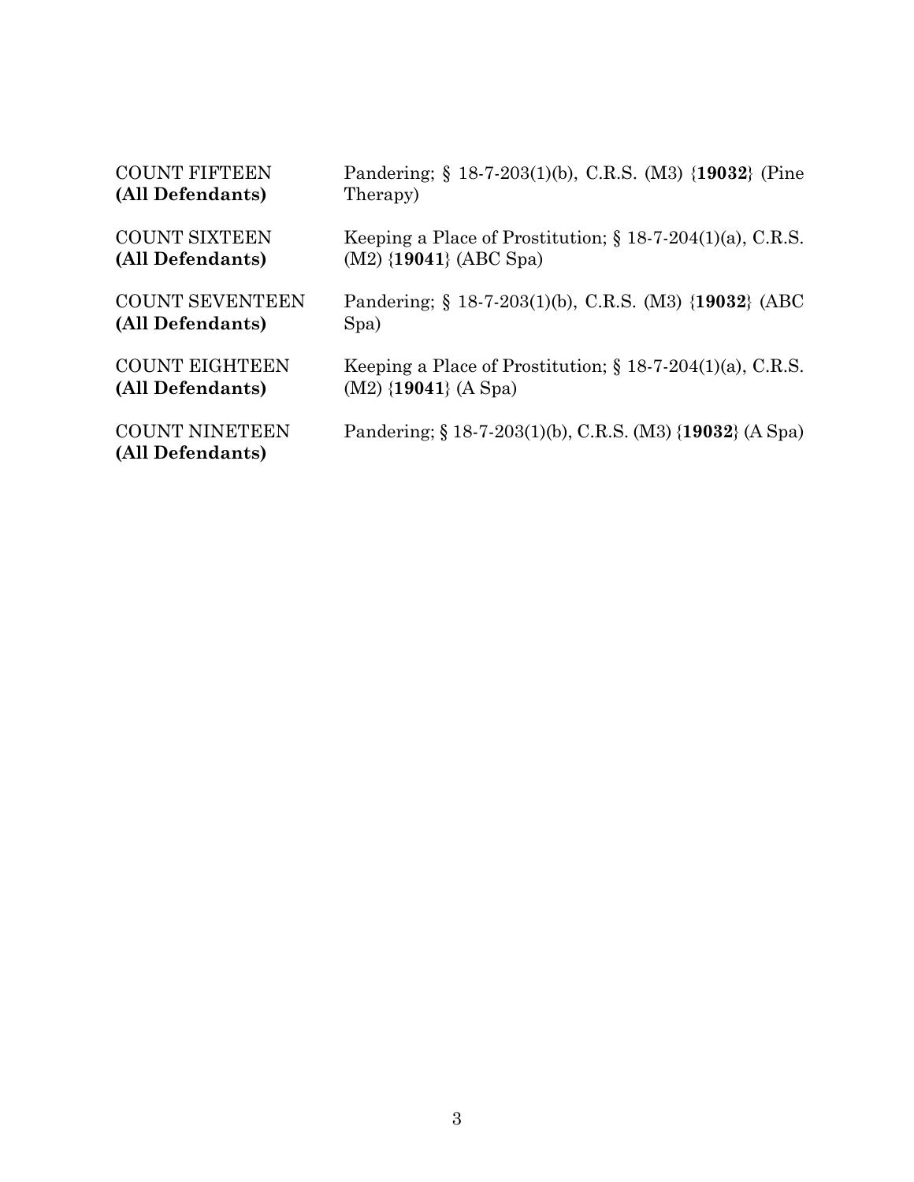COUNT FIFTEEN
**(All Defendants)**
Pandering; § 18-7-203(1)(b), C.R.S. (M3) {**19032**} (Pine Therapy)

COUNT SIXTEEN
**(All Defendants)**
Keeping a Place of Prostitution; § 18-7-204(1)(a), C.R.S. (M2) {**19041**} (ABC Spa)

COUNT SEVENTEEN
**(All Defendants)**
Pandering; § 18-7-203(1)(b), C.R.S. (M3) {**19032**} (ABC Spa)

COUNT EIGHTEEN
**(All Defendants)**
Keeping a Place of Prostitution; § 18-7-204(1)(a), C.R.S. (M2) {**19041**} (A Spa)

COUNT NINETEEN
**(All Defendants)**
Pandering; § 18-7-203(1)(b), C.R.S. (M3) {**19032**} (A Spa)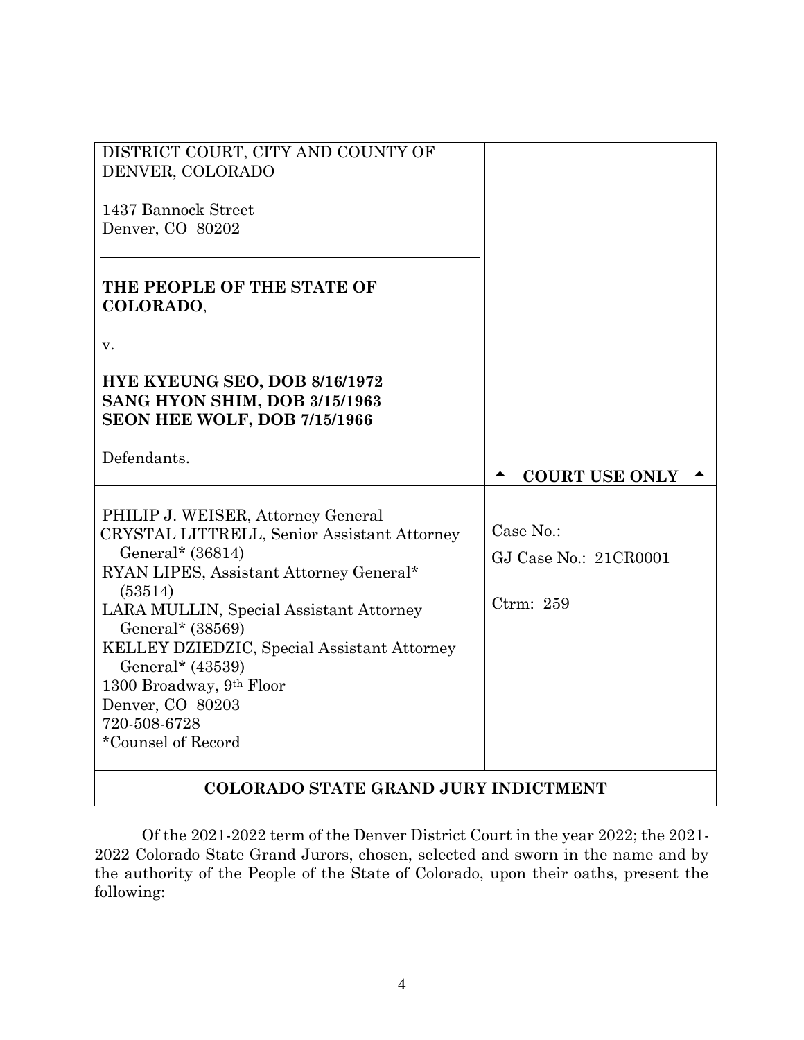DISTRICT COURT, CITY AND COUNTY OF DENVER, COLORADO

1437 Bannock Street
Denver, CO 80202

---

**THE PEOPLE OF THE STATE OF COLORADO**,

v.

**HYE KYEUNG SEO, DOB 8/16/1972**
**SANG HYON SHIM, DOB 3/15/1963**
**SEON HEE WOLF, DOB 7/15/1966**

Defendants.

▲ **COURT USE ONLY** ▲

---

PHILIP J. WEISER, Attorney General
CRYSTAL LITTRELL, Senior Assistant Attorney General* (36814)
RYAN LIPES, Assistant Attorney General* (53514)
LARA MULLIN, Special Assistant Attorney General* (38569)
KELLEY DZIEDZIC, Special Assistant Attorney General* (43539)
1300 Broadway, 9th Floor
Denver, CO 80203
720-508-6728
*Counsel of Record

Case No.:

GJ Case No.: 21CR0001

Ctrm: 259

## COLORADO STATE GRAND JURY INDICTMENT

Of the 2021-2022 term of the Denver District Court in the year 2022; the 2021-2022 Colorado State Grand Jurors, chosen, selected and sworn in the name and by the authority of the People of the State of Colorado, upon their oaths, present the following: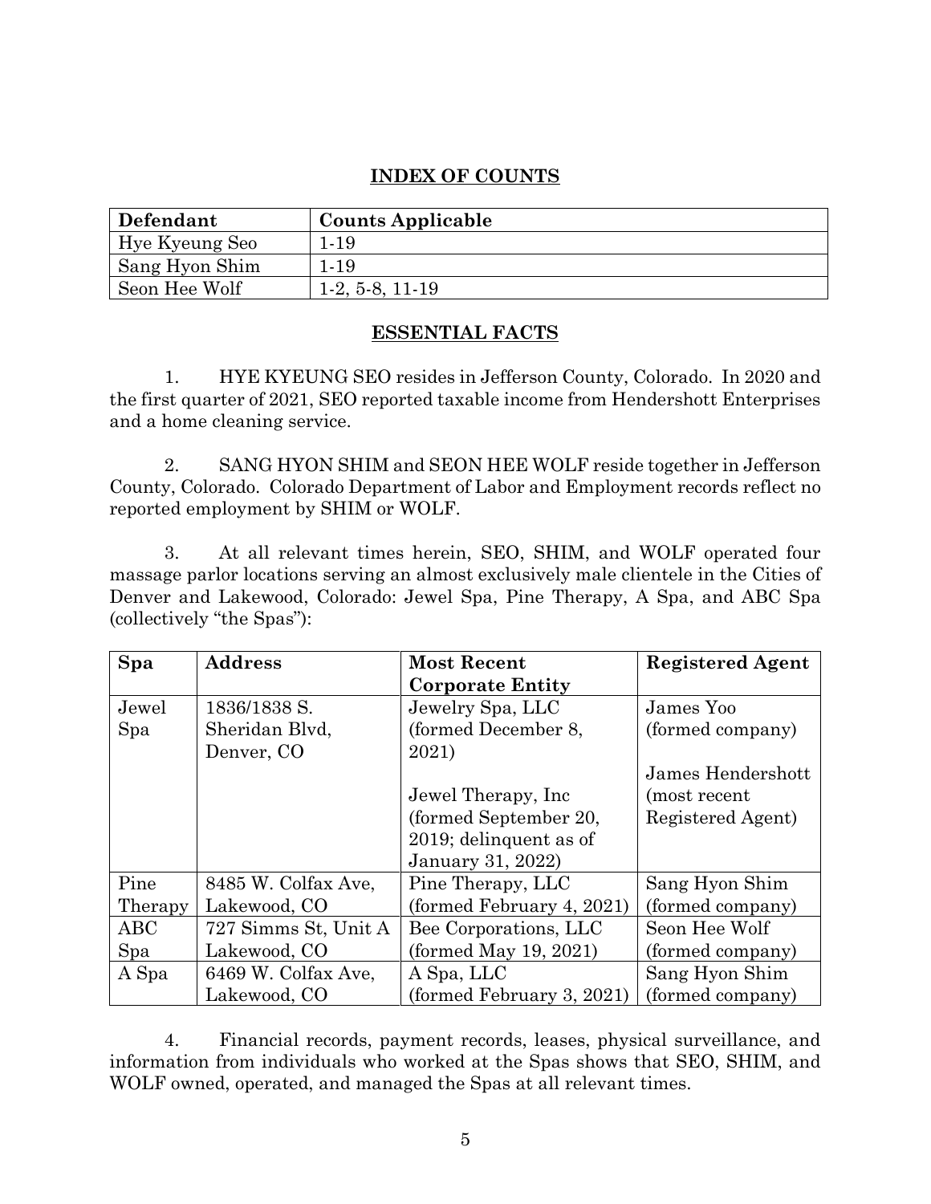## INDEX OF COUNTS

| Defendant | Counts Applicable |
|---|---|
| Hye Kyeung Seo | 1-19 |
| Sang Hyon Shim | 1-19 |
| Seon Hee Wolf | 1-2, 5-8, 11-19 |

## ESSENTIAL FACTS

1. HYE KYEUNG SEO resides in Jefferson County, Colorado. In 2020 and the first quarter of 2021, SEO reported taxable income from Hendershott Enterprises and a home cleaning service.

2. SANG HYON SHIM and SEON HEE WOLF reside together in Jefferson County, Colorado. Colorado Department of Labor and Employment records reflect no reported employment by SHIM or WOLF.

3. At all relevant times herein, SEO, SHIM, and WOLF operated four massage parlor locations serving an almost exclusively male clientele in the Cities of Denver and Lakewood, Colorado: Jewel Spa, Pine Therapy, A Spa, and ABC Spa (collectively "the Spas"):

| Spa | Address | Most Recent Corporate Entity | Registered Agent |
|---|---|---|---|
| Jewel Spa | 1836/1838 S. Sheridan Blvd, Denver, CO | Jewelry Spa, LLC (formed December 8, 2021)<br><br>Jewel Therapy, Inc (formed September 20, 2019; delinquent as of January 31, 2022) | James Yoo (formed company)<br><br>James Hendershott (most recent Registered Agent) |
| Pine Therapy | 8485 W. Colfax Ave, Lakewood, CO | Pine Therapy, LLC (formed February 4, 2021) | Sang Hyon Shim (formed company) |
| ABC Spa | 727 Simms St, Unit A Lakewood, CO | Bee Corporations, LLC (formed May 19, 2021) | Seon Hee Wolf (formed company) |
| A Spa | 6469 W. Colfax Ave, Lakewood, CO | A Spa, LLC (formed February 3, 2021) | Sang Hyon Shim (formed company) |

4. Financial records, payment records, leases, physical surveillance, and information from individuals who worked at the Spas shows that SEO, SHIM, and WOLF owned, operated, and managed the Spas at all relevant times.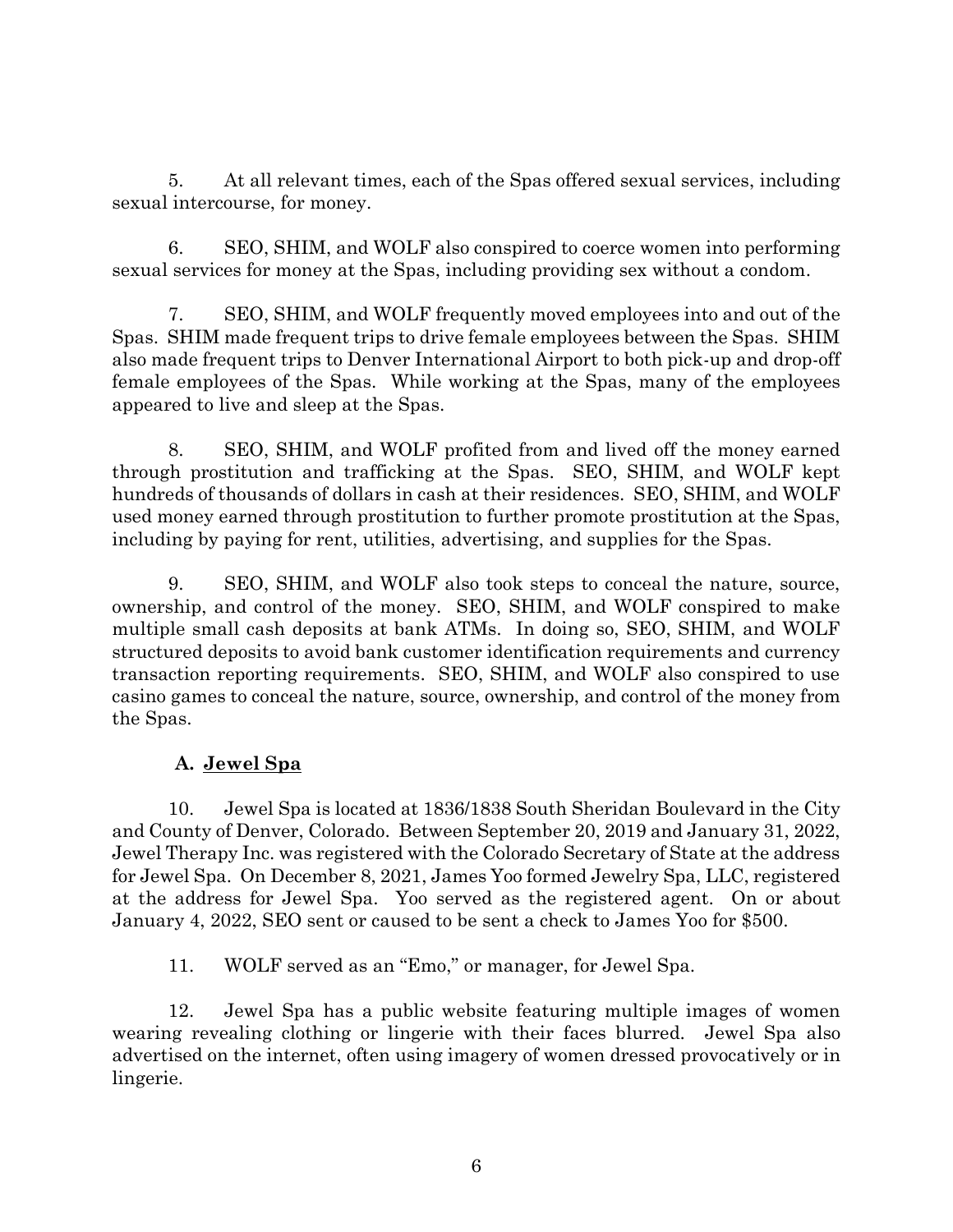5. At all relevant times, each of the Spas offered sexual services, including sexual intercourse, for money.

6. SEO, SHIM, and WOLF also conspired to coerce women into performing sexual services for money at the Spas, including providing sex without a condom.

7. SEO, SHIM, and WOLF frequently moved employees into and out of the Spas. SHIM made frequent trips to drive female employees between the Spas. SHIM also made frequent trips to Denver International Airport to both pick-up and drop-off female employees of the Spas. While working at the Spas, many of the employees appeared to live and sleep at the Spas.

8. SEO, SHIM, and WOLF profited from and lived off the money earned through prostitution and trafficking at the Spas. SEO, SHIM, and WOLF kept hundreds of thousands of dollars in cash at their residences. SEO, SHIM, and WOLF used money earned through prostitution to further promote prostitution at the Spas, including by paying for rent, utilities, advertising, and supplies for the Spas.

9. SEO, SHIM, and WOLF also took steps to conceal the nature, source, ownership, and control of the money. SEO, SHIM, and WOLF conspired to make multiple small cash deposits at bank ATMs. In doing so, SEO, SHIM, and WOLF structured deposits to avoid bank customer identification requirements and currency transaction reporting requirements. SEO, SHIM, and WOLF also conspired to use casino games to conceal the nature, source, ownership, and control of the money from the Spas.

### A. Jewel Spa

10. Jewel Spa is located at 1836/1838 South Sheridan Boulevard in the City and County of Denver, Colorado. Between September 20, 2019 and January 31, 2022, Jewel Therapy Inc. was registered with the Colorado Secretary of State at the address for Jewel Spa. On December 8, 2021, James Yoo formed Jewelry Spa, LLC, registered at the address for Jewel Spa. Yoo served as the registered agent. On or about January 4, 2022, SEO sent or caused to be sent a check to James Yoo for $500.

11. WOLF served as an "Emo," or manager, for Jewel Spa.

12. Jewel Spa has a public website featuring multiple images of women wearing revealing clothing or lingerie with their faces blurred. Jewel Spa also advertised on the internet, often using imagery of women dressed provocatively or in lingerie.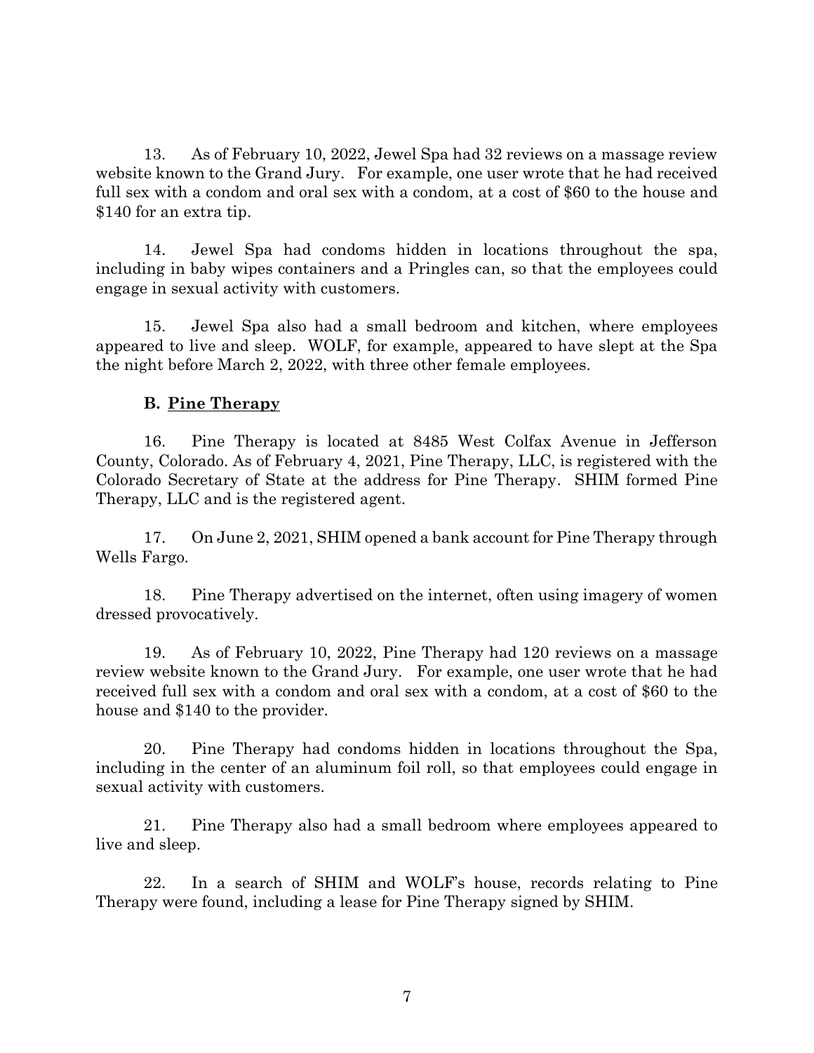13. As of February 10, 2022, Jewel Spa had 32 reviews on a massage review website known to the Grand Jury. For example, one user wrote that he had received full sex with a condom and oral sex with a condom, at a cost of $60 to the house and $140 for an extra tip.

14. Jewel Spa had condoms hidden in locations throughout the spa, including in baby wipes containers and a Pringles can, so that the employees could engage in sexual activity with customers.

15. Jewel Spa also had a small bedroom and kitchen, where employees appeared to live and sleep. WOLF, for example, appeared to have slept at the Spa the night before March 2, 2022, with three other female employees.

### B. <u>Pine Therapy</u>

16. Pine Therapy is located at 8485 West Colfax Avenue in Jefferson County, Colorado. As of February 4, 2021, Pine Therapy, LLC, is registered with the Colorado Secretary of State at the address for Pine Therapy. SHIM formed Pine Therapy, LLC and is the registered agent.

17. On June 2, 2021, SHIM opened a bank account for Pine Therapy through Wells Fargo.

18. Pine Therapy advertised on the internet, often using imagery of women dressed provocatively.

19. As of February 10, 2022, Pine Therapy had 120 reviews on a massage review website known to the Grand Jury. For example, one user wrote that he had received full sex with a condom and oral sex with a condom, at a cost of $60 to the house and $140 to the provider.

20. Pine Therapy had condoms hidden in locations throughout the Spa, including in the center of an aluminum foil roll, so that employees could engage in sexual activity with customers.

21. Pine Therapy also had a small bedroom where employees appeared to live and sleep.

22. In a search of SHIM and WOLF's house, records relating to Pine Therapy were found, including a lease for Pine Therapy signed by SHIM.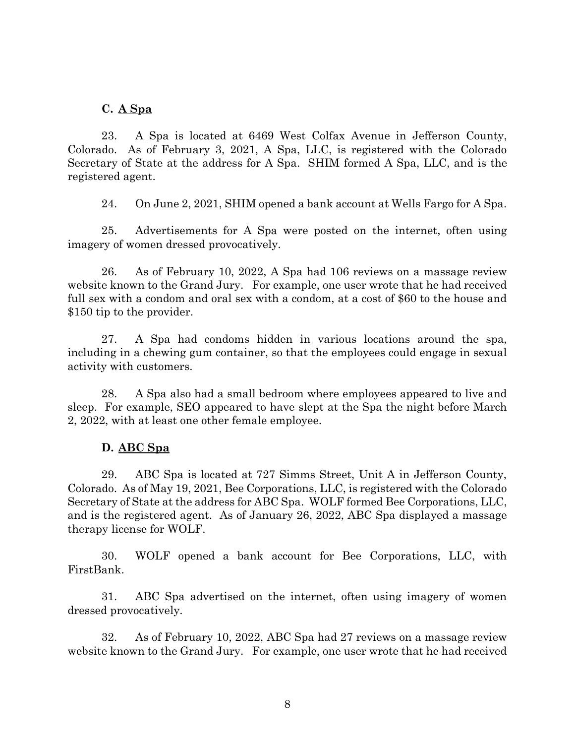### C. A Spa

23. A Spa is located at 6469 West Colfax Avenue in Jefferson County, Colorado. As of February 3, 2021, A Spa, LLC, is registered with the Colorado Secretary of State at the address for A Spa. SHIM formed A Spa, LLC, and is the registered agent.

24. On June 2, 2021, SHIM opened a bank account at Wells Fargo for A Spa.

25. Advertisements for A Spa were posted on the internet, often using imagery of women dressed provocatively.

26. As of February 10, 2022, A Spa had 106 reviews on a massage review website known to the Grand Jury. For example, one user wrote that he had received full sex with a condom and oral sex with a condom, at a cost of $60 to the house and $150 tip to the provider.

27. A Spa had condoms hidden in various locations around the spa, including in a chewing gum container, so that the employees could engage in sexual activity with customers.

28. A Spa also had a small bedroom where employees appeared to live and sleep. For example, SEO appeared to have slept at the Spa the night before March 2, 2022, with at least one other female employee.

### D. ABC Spa

29. ABC Spa is located at 727 Simms Street, Unit A in Jefferson County, Colorado. As of May 19, 2021, Bee Corporations, LLC, is registered with the Colorado Secretary of State at the address for ABC Spa. WOLF formed Bee Corporations, LLC, and is the registered agent. As of January 26, 2022, ABC Spa displayed a massage therapy license for WOLF.

30. WOLF opened a bank account for Bee Corporations, LLC, with FirstBank.

31. ABC Spa advertised on the internet, often using imagery of women dressed provocatively.

32. As of February 10, 2022, ABC Spa had 27 reviews on a massage review website known to the Grand Jury. For example, one user wrote that he had received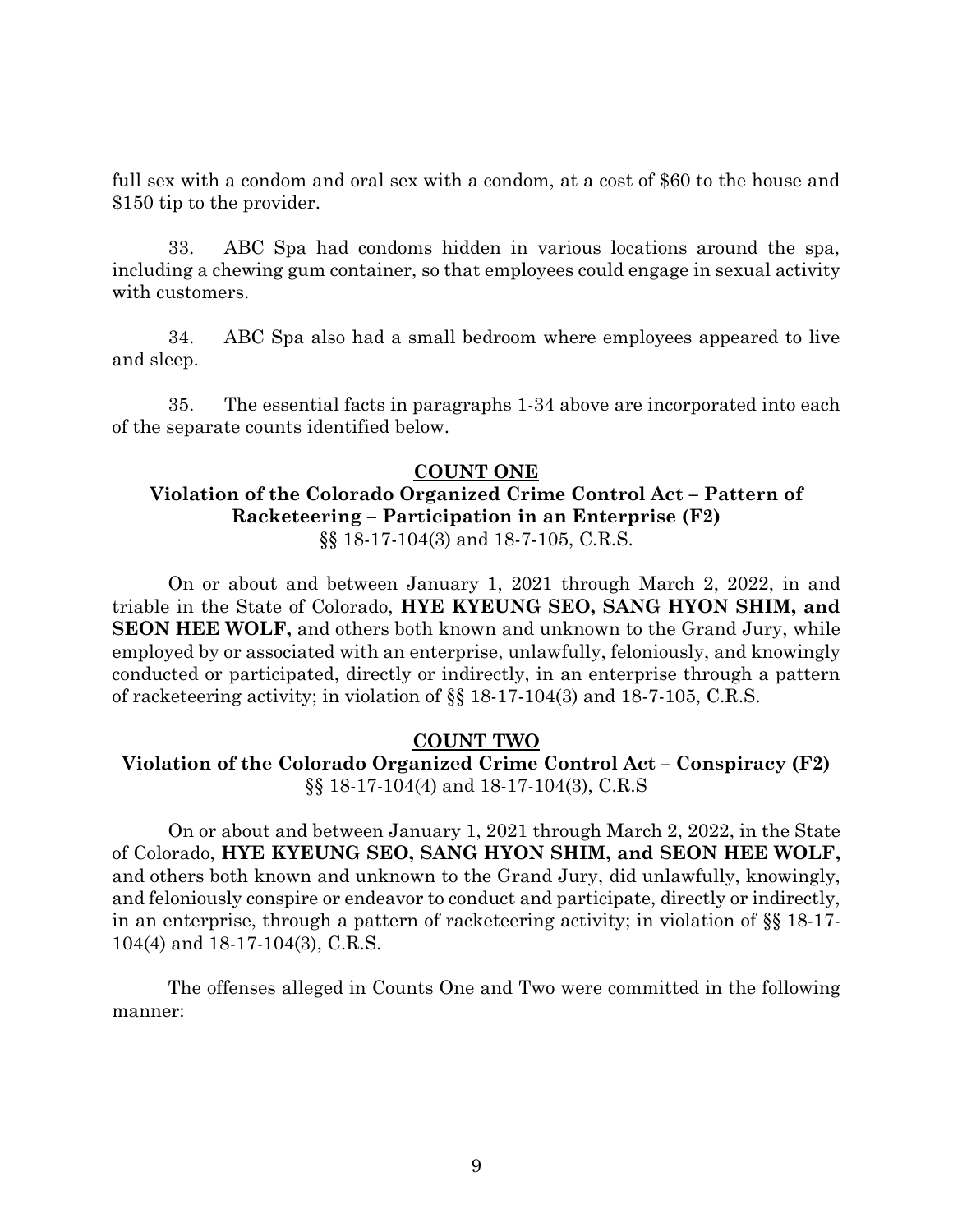full sex with a condom and oral sex with a condom, at a cost of $60 to the house and $150 tip to the provider.

33. ABC Spa had condoms hidden in various locations around the spa, including a chewing gum container, so that employees could engage in sexual activity with customers.

34. ABC Spa also had a small bedroom where employees appeared to live and sleep.

35. The essential facts in paragraphs 1-34 above are incorporated into each of the separate counts identified below.

## COUNT ONE

**Violation of the Colorado Organized Crime Control Act – Pattern of Racketeering – Participation in an Enterprise (F2)**
§§ 18-17-104(3) and 18-7-105, C.R.S.

On or about and between January 1, 2021 through March 2, 2022, in and triable in the State of Colorado, **HYE KYEUNG SEO, SANG HYON SHIM, and SEON HEE WOLF,** and others both known and unknown to the Grand Jury, while employed by or associated with an enterprise, unlawfully, feloniously, and knowingly conducted or participated, directly or indirectly, in an enterprise through a pattern of racketeering activity; in violation of §§ 18-17-104(3) and 18-7-105, C.R.S.

## COUNT TWO

**Violation of the Colorado Organized Crime Control Act – Conspiracy (F2)**
§§ 18-17-104(4) and 18-17-104(3), C.R.S

On or about and between January 1, 2021 through March 2, 2022, in the State of Colorado, **HYE KYEUNG SEO, SANG HYON SHIM, and SEON HEE WOLF,** and others both known and unknown to the Grand Jury, did unlawfully, knowingly, and feloniously conspire or endeavor to conduct and participate, directly or indirectly, in an enterprise, through a pattern of racketeering activity; in violation of §§ 18-17-104(4) and 18-17-104(3), C.R.S.

The offenses alleged in Counts One and Two were committed in the following manner: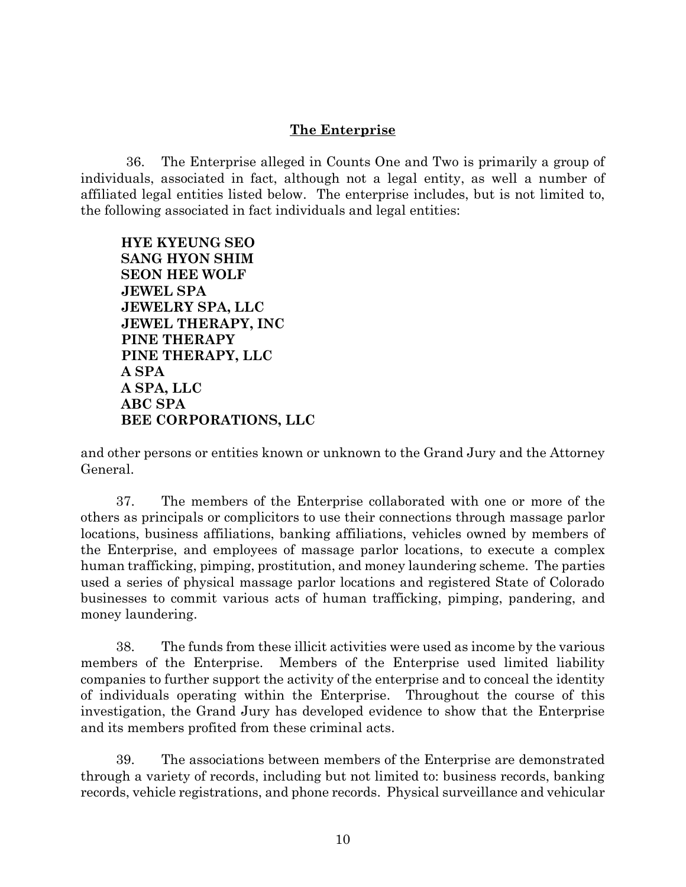## The Enterprise

36. The Enterprise alleged in Counts One and Two is primarily a group of individuals, associated in fact, although not a legal entity, as well a number of affiliated legal entities listed below. The enterprise includes, but is not limited to, the following associated in fact individuals and legal entities:

**HYE KYEUNG SEO**
**SANG HYON SHIM**
**SEON HEE WOLF**
**JEWEL SPA**
**JEWELRY SPA, LLC**
**JEWEL THERAPY, INC**
**PINE THERAPY**
**PINE THERAPY, LLC**
**A SPA**
**A SPA, LLC**
**ABC SPA**
**BEE CORPORATIONS, LLC**

and other persons or entities known or unknown to the Grand Jury and the Attorney General.

37. The members of the Enterprise collaborated with one or more of the others as principals or complicitors to use their connections through massage parlor locations, business affiliations, banking affiliations, vehicles owned by members of the Enterprise, and employees of massage parlor locations, to execute a complex human trafficking, pimping, prostitution, and money laundering scheme. The parties used a series of physical massage parlor locations and registered State of Colorado businesses to commit various acts of human trafficking, pimping, pandering, and money laundering.

38. The funds from these illicit activities were used as income by the various members of the Enterprise. Members of the Enterprise used limited liability companies to further support the activity of the enterprise and to conceal the identity of individuals operating within the Enterprise. Throughout the course of this investigation, the Grand Jury has developed evidence to show that the Enterprise and its members profited from these criminal acts.

39. The associations between members of the Enterprise are demonstrated through a variety of records, including but not limited to: business records, banking records, vehicle registrations, and phone records. Physical surveillance and vehicular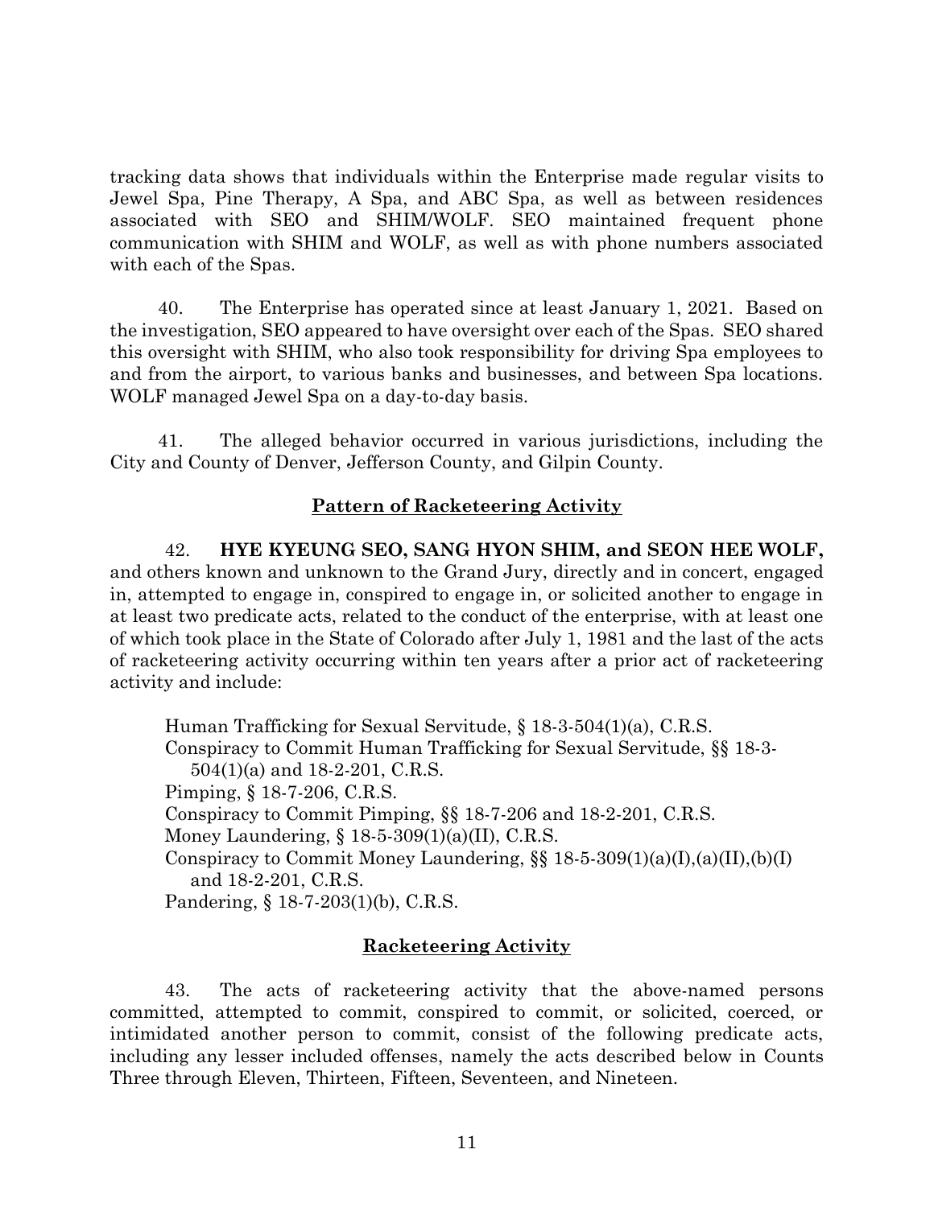tracking data shows that individuals within the Enterprise made regular visits to Jewel Spa, Pine Therapy, A Spa, and ABC Spa, as well as between residences associated with SEO and SHIM/WOLF. SEO maintained frequent phone communication with SHIM and WOLF, as well as with phone numbers associated with each of the Spas.

40. The Enterprise has operated since at least January 1, 2021. Based on the investigation, SEO appeared to have oversight over each of the Spas. SEO shared this oversight with SHIM, who also took responsibility for driving Spa employees to and from the airport, to various banks and businesses, and between Spa locations. WOLF managed Jewel Spa on a day-to-day basis.

41. The alleged behavior occurred in various jurisdictions, including the City and County of Denver, Jefferson County, and Gilpin County.

## **Pattern of Racketeering Activity**

42. **HYE KYEUNG SEO, SANG HYON SHIM, and SEON HEE WOLF,** and others known and unknown to the Grand Jury, directly and in concert, engaged in, attempted to engage in, conspired to engage in, or solicited another to engage in at least two predicate acts, related to the conduct of the enterprise, with at least one of which took place in the State of Colorado after July 1, 1981 and the last of the acts of racketeering activity occurring within ten years after a prior act of racketeering activity and include:

Human Trafficking for Sexual Servitude, § 18-3-504(1)(a), C.R.S.
Conspiracy to Commit Human Trafficking for Sexual Servitude, §§ 18-3-504(1)(a) and 18-2-201, C.R.S.
Pimping, § 18-7-206, C.R.S.
Conspiracy to Commit Pimping, §§ 18-7-206 and 18-2-201, C.R.S.
Money Laundering, § 18-5-309(1)(a)(II), C.R.S.
Conspiracy to Commit Money Laundering, §§ 18-5-309(1)(a)(I),(a)(II),(b)(I) and 18-2-201, C.R.S.
Pandering, § 18-7-203(1)(b), C.R.S.

## **Racketeering Activity**

43. The acts of racketeering activity that the above-named persons committed, attempted to commit, conspired to commit, or solicited, coerced, or intimidated another person to commit, consist of the following predicate acts, including any lesser included offenses, namely the acts described below in Counts Three through Eleven, Thirteen, Fifteen, Seventeen, and Nineteen.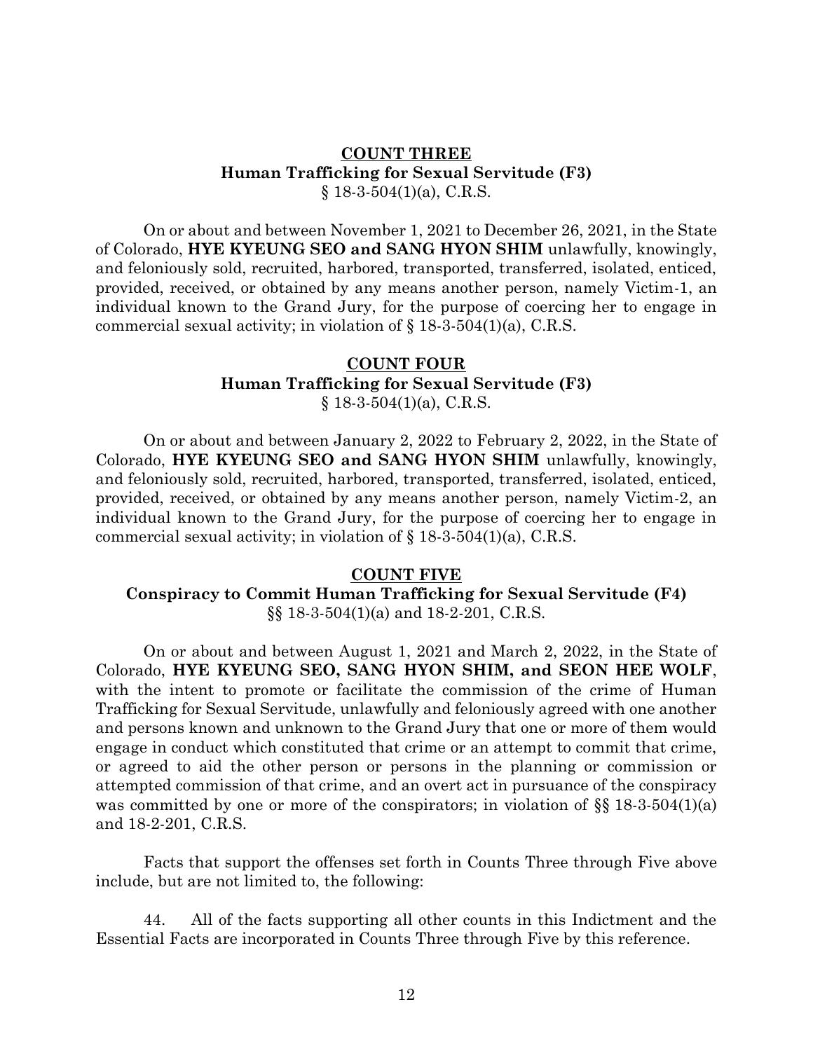**COUNT THREE**
**Human Trafficking for Sexual Servitude (F3)**
§ 18-3-504(1)(a), C.R.S.

On or about and between November 1, 2021 to December 26, 2021, in the State of Colorado, **HYE KYEUNG SEO and SANG HYON SHIM** unlawfully, knowingly, and feloniously sold, recruited, harbored, transported, transferred, isolated, enticed, provided, received, or obtained by any means another person, namely Victim-1, an individual known to the Grand Jury, for the purpose of coercing her to engage in commercial sexual activity; in violation of § 18-3-504(1)(a), C.R.S.

**COUNT FOUR**
**Human Trafficking for Sexual Servitude (F3)**
§ 18-3-504(1)(a), C.R.S.

On or about and between January 2, 2022 to February 2, 2022, in the State of Colorado, **HYE KYEUNG SEO and SANG HYON SHIM** unlawfully, knowingly, and feloniously sold, recruited, harbored, transported, transferred, isolated, enticed, provided, received, or obtained by any means another person, namely Victim-2, an individual known to the Grand Jury, for the purpose of coercing her to engage in commercial sexual activity; in violation of § 18-3-504(1)(a), C.R.S.

**COUNT FIVE**
**Conspiracy to Commit Human Trafficking for Sexual Servitude (F4)**
§§ 18-3-504(1)(a) and 18-2-201, C.R.S.

On or about and between August 1, 2021 and March 2, 2022, in the State of Colorado, **HYE KYEUNG SEO, SANG HYON SHIM, and SEON HEE WOLF**, with the intent to promote or facilitate the commission of the crime of Human Trafficking for Sexual Servitude, unlawfully and feloniously agreed with one another and persons known and unknown to the Grand Jury that one or more of them would engage in conduct which constituted that crime or an attempt to commit that crime, or agreed to aid the other person or persons in the planning or commission or attempted commission of that crime, and an overt act in pursuance of the conspiracy was committed by one or more of the conspirators; in violation of §§ 18-3-504(1)(a) and 18-2-201, C.R.S.

Facts that support the offenses set forth in Counts Three through Five above include, but are not limited to, the following:

44. All of the facts supporting all other counts in this Indictment and the Essential Facts are incorporated in Counts Three through Five by this reference.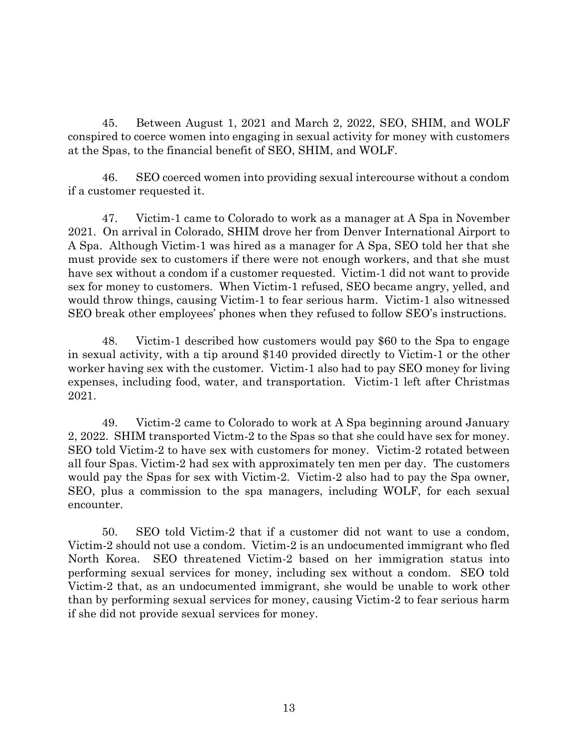45. Between August 1, 2021 and March 2, 2022, SEO, SHIM, and WOLF conspired to coerce women into engaging in sexual activity for money with customers at the Spas, to the financial benefit of SEO, SHIM, and WOLF.

46. SEO coerced women into providing sexual intercourse without a condom if a customer requested it.

47. Victim-1 came to Colorado to work as a manager at A Spa in November 2021. On arrival in Colorado, SHIM drove her from Denver International Airport to A Spa. Although Victim-1 was hired as a manager for A Spa, SEO told her that she must provide sex to customers if there were not enough workers, and that she must have sex without a condom if a customer requested. Victim-1 did not want to provide sex for money to customers. When Victim-1 refused, SEO became angry, yelled, and would throw things, causing Victim-1 to fear serious harm. Victim-1 also witnessed SEO break other employees' phones when they refused to follow SEO's instructions.

48. Victim-1 described how customers would pay $60 to the Spa to engage in sexual activity, with a tip around $140 provided directly to Victim-1 or the other worker having sex with the customer. Victim-1 also had to pay SEO money for living expenses, including food, water, and transportation. Victim-1 left after Christmas 2021.

49. Victim-2 came to Colorado to work at A Spa beginning around January 2, 2022. SHIM transported Victm-2 to the Spas so that she could have sex for money. SEO told Victim-2 to have sex with customers for money. Victim-2 rotated between all four Spas. Victim-2 had sex with approximately ten men per day. The customers would pay the Spas for sex with Victim-2. Victim-2 also had to pay the Spa owner, SEO, plus a commission to the spa managers, including WOLF, for each sexual encounter.

50. SEO told Victim-2 that if a customer did not want to use a condom, Victim-2 should not use a condom. Victim-2 is an undocumented immigrant who fled North Korea. SEO threatened Victim-2 based on her immigration status into performing sexual services for money, including sex without a condom. SEO told Victim-2 that, as an undocumented immigrant, she would be unable to work other than by performing sexual services for money, causing Victim-2 to fear serious harm if she did not provide sexual services for money.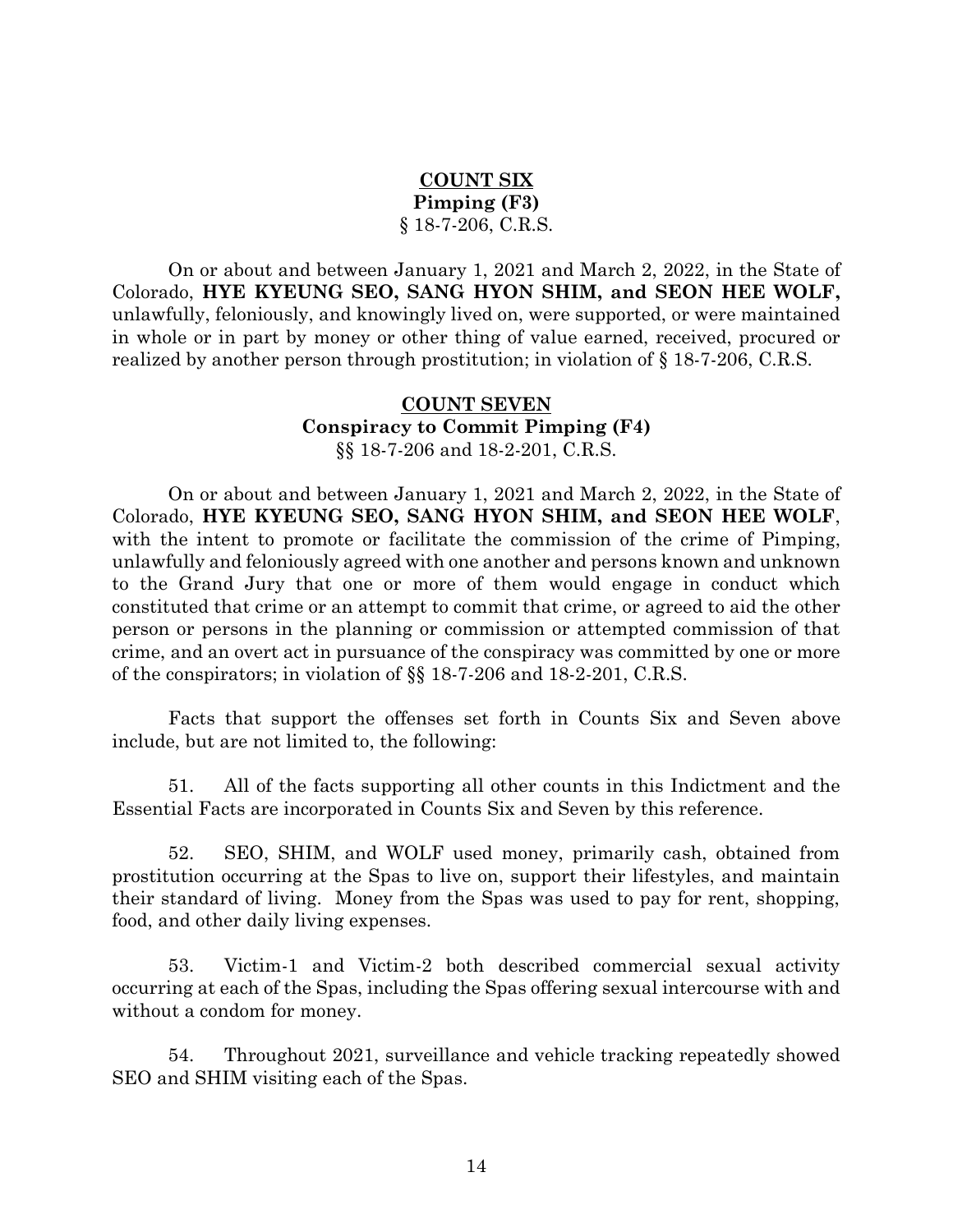**<u>COUNT SIX</u>**
**Pimping (F3)**
§ 18-7-206, C.R.S.

On or about and between January 1, 2021 and March 2, 2022, in the State of Colorado, **HYE KYEUNG SEO, SANG HYON SHIM, and SEON HEE WOLF,** unlawfully, feloniously, and knowingly lived on, were supported, or were maintained in whole or in part by money or other thing of value earned, received, procured or realized by another person through prostitution; in violation of § 18-7-206, C.R.S.

**<u>COUNT SEVEN</u>**
**Conspiracy to Commit Pimping (F4)**
§§ 18-7-206 and 18-2-201, C.R.S.

On or about and between January 1, 2021 and March 2, 2022, in the State of Colorado, **HYE KYEUNG SEO, SANG HYON SHIM, and SEON HEE WOLF**, with the intent to promote or facilitate the commission of the crime of Pimping, unlawfully and feloniously agreed with one another and persons known and unknown to the Grand Jury that one or more of them would engage in conduct which constituted that crime or an attempt to commit that crime, or agreed to aid the other person or persons in the planning or commission or attempted commission of that crime, and an overt act in pursuance of the conspiracy was committed by one or more of the conspirators; in violation of §§ 18-7-206 and 18-2-201, C.R.S.

Facts that support the offenses set forth in Counts Six and Seven above include, but are not limited to, the following:

51. All of the facts supporting all other counts in this Indictment and the Essential Facts are incorporated in Counts Six and Seven by this reference.

52. SEO, SHIM, and WOLF used money, primarily cash, obtained from prostitution occurring at the Spas to live on, support their lifestyles, and maintain their standard of living. Money from the Spas was used to pay for rent, shopping, food, and other daily living expenses.

53. Victim-1 and Victim-2 both described commercial sexual activity occurring at each of the Spas, including the Spas offering sexual intercourse with and without a condom for money.

54. Throughout 2021, surveillance and vehicle tracking repeatedly showed SEO and SHIM visiting each of the Spas.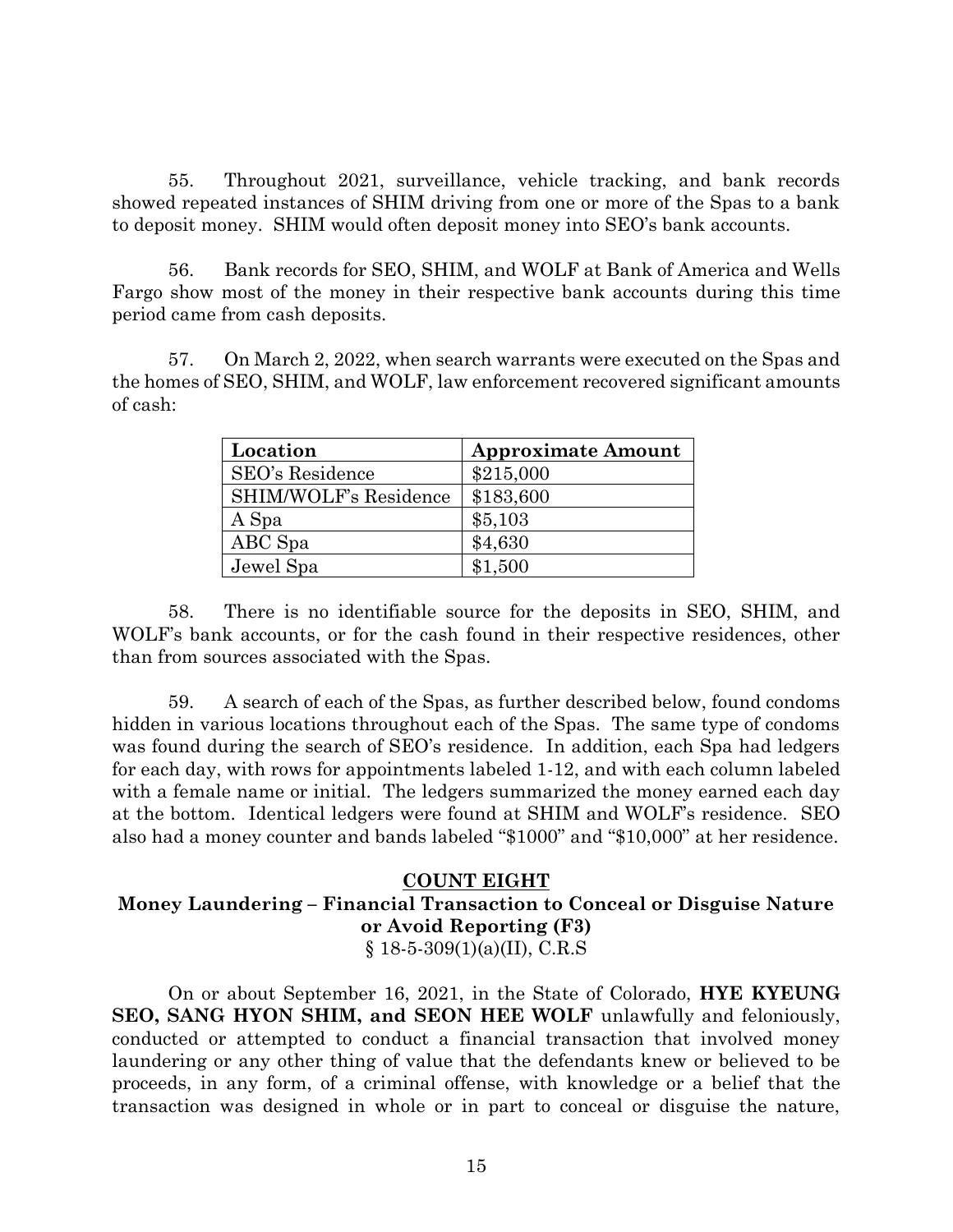55. Throughout 2021, surveillance, vehicle tracking, and bank records showed repeated instances of SHIM driving from one or more of the Spas to a bank to deposit money. SHIM would often deposit money into SEO's bank accounts.

56. Bank records for SEO, SHIM, and WOLF at Bank of America and Wells Fargo show most of the money in their respective bank accounts during this time period came from cash deposits.

57. On March 2, 2022, when search warrants were executed on the Spas and the homes of SEO, SHIM, and WOLF, law enforcement recovered significant amounts of cash:

| Location | Approximate Amount |
|---|---|
| SEO's Residence | $215,000 |
| SHIM/WOLF's Residence | $183,600 |
| A Spa | $5,103 |
| ABC Spa | $4,630 |
| Jewel Spa | $1,500 |

58. There is no identifiable source for the deposits in SEO, SHIM, and WOLF's bank accounts, or for the cash found in their respective residences, other than from sources associated with the Spas.

59. A search of each of the Spas, as further described below, found condoms hidden in various locations throughout each of the Spas. The same type of condoms was found during the search of SEO's residence. In addition, each Spa had ledgers for each day, with rows for appointments labeled 1-12, and with each column labeled with a female name or initial. The ledgers summarized the money earned each day at the bottom. Identical ledgers were found at SHIM and WOLF's residence. SEO also had a money counter and bands labeled "$1000" and "$10,000" at her residence.

## COUNT EIGHT

### Money Laundering – Financial Transaction to Conceal or Disguise Nature or Avoid Reporting (F3)

§ 18-5-309(1)(a)(II), C.R.S

On or about September 16, 2021, in the State of Colorado, **HYE KYEUNG SEO, SANG HYON SHIM, and SEON HEE WOLF** unlawfully and feloniously, conducted or attempted to conduct a financial transaction that involved money laundering or any other thing of value that the defendants knew or believed to be proceeds, in any form, of a criminal offense, with knowledge or a belief that the transaction was designed in whole or in part to conceal or disguise the nature,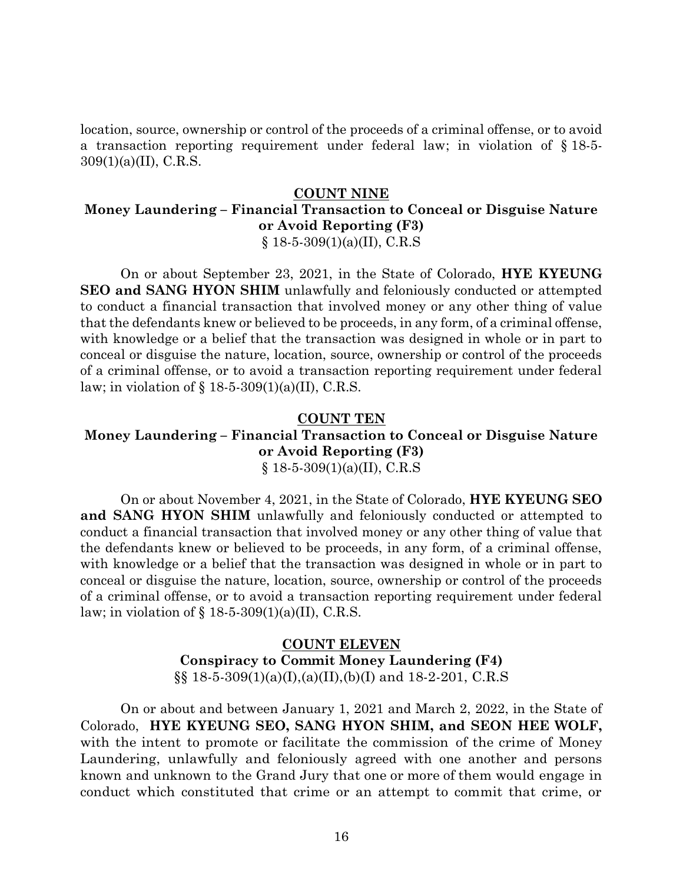location, source, ownership or control of the proceeds of a criminal offense, or to avoid a transaction reporting requirement under federal law; in violation of § 18-5-309(1)(a)(II), C.R.S.

**COUNT NINE**

**Money Laundering – Financial Transaction to Conceal or Disguise Nature or Avoid Reporting (F3)**

§ 18-5-309(1)(a)(II), C.R.S

On or about September 23, 2021, in the State of Colorado, **HYE KYEUNG SEO and SANG HYON SHIM** unlawfully and feloniously conducted or attempted to conduct a financial transaction that involved money or any other thing of value that the defendants knew or believed to be proceeds, in any form, of a criminal offense, with knowledge or a belief that the transaction was designed in whole or in part to conceal or disguise the nature, location, source, ownership or control of the proceeds of a criminal offense, or to avoid a transaction reporting requirement under federal law; in violation of § 18-5-309(1)(a)(II), C.R.S.

**COUNT TEN**

**Money Laundering – Financial Transaction to Conceal or Disguise Nature or Avoid Reporting (F3)**

§ 18-5-309(1)(a)(II), C.R.S

On or about November 4, 2021, in the State of Colorado, **HYE KYEUNG SEO and SANG HYON SHIM** unlawfully and feloniously conducted or attempted to conduct a financial transaction that involved money or any other thing of value that the defendants knew or believed to be proceeds, in any form, of a criminal offense, with knowledge or a belief that the transaction was designed in whole or in part to conceal or disguise the nature, location, source, ownership or control of the proceeds of a criminal offense, or to avoid a transaction reporting requirement under federal law; in violation of § 18-5-309(1)(a)(II), C.R.S.

**COUNT ELEVEN**

**Conspiracy to Commit Money Laundering (F4)**

§§ 18-5-309(1)(a)(I),(a)(II),(b)(I) and 18-2-201, C.R.S

On or about and between January 1, 2021 and March 2, 2022, in the State of Colorado, **HYE KYEUNG SEO, SANG HYON SHIM, and SEON HEE WOLF,** with the intent to promote or facilitate the commission of the crime of Money Laundering, unlawfully and feloniously agreed with one another and persons known and unknown to the Grand Jury that one or more of them would engage in conduct which constituted that crime or an attempt to commit that crime, or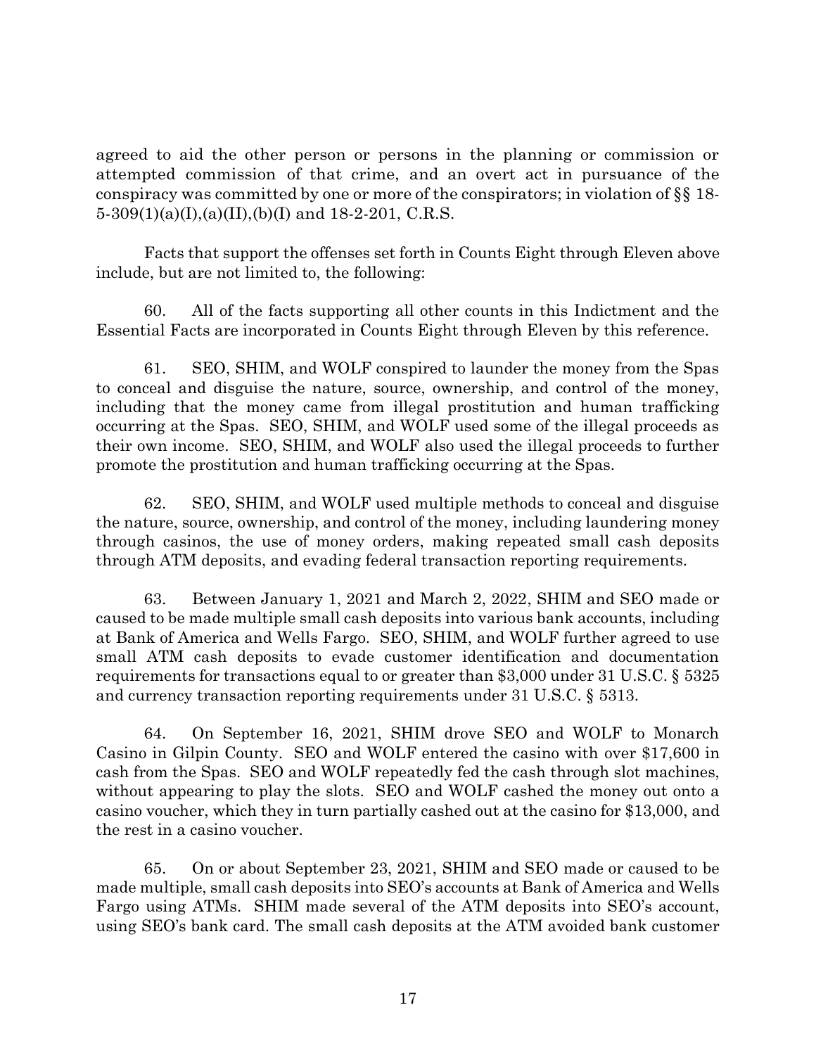agreed to aid the other person or persons in the planning or commission or attempted commission of that crime, and an overt act in pursuance of the conspiracy was committed by one or more of the conspirators; in violation of §§ 18-5-309(1)(a)(I),(a)(II),(b)(I) and 18-2-201, C.R.S.

Facts that support the offenses set forth in Counts Eight through Eleven above include, but are not limited to, the following:

60. All of the facts supporting all other counts in this Indictment and the Essential Facts are incorporated in Counts Eight through Eleven by this reference.

61. SEO, SHIM, and WOLF conspired to launder the money from the Spas to conceal and disguise the nature, source, ownership, and control of the money, including that the money came from illegal prostitution and human trafficking occurring at the Spas. SEO, SHIM, and WOLF used some of the illegal proceeds as their own income. SEO, SHIM, and WOLF also used the illegal proceeds to further promote the prostitution and human trafficking occurring at the Spas.

62. SEO, SHIM, and WOLF used multiple methods to conceal and disguise the nature, source, ownership, and control of the money, including laundering money through casinos, the use of money orders, making repeated small cash deposits through ATM deposits, and evading federal transaction reporting requirements.

63. Between January 1, 2021 and March 2, 2022, SHIM and SEO made or caused to be made multiple small cash deposits into various bank accounts, including at Bank of America and Wells Fargo. SEO, SHIM, and WOLF further agreed to use small ATM cash deposits to evade customer identification and documentation requirements for transactions equal to or greater than $3,000 under 31 U.S.C. § 5325 and currency transaction reporting requirements under 31 U.S.C. § 5313.

64. On September 16, 2021, SHIM drove SEO and WOLF to Monarch Casino in Gilpin County. SEO and WOLF entered the casino with over $17,600 in cash from the Spas. SEO and WOLF repeatedly fed the cash through slot machines, without appearing to play the slots. SEO and WOLF cashed the money out onto a casino voucher, which they in turn partially cashed out at the casino for $13,000, and the rest in a casino voucher.

65. On or about September 23, 2021, SHIM and SEO made or caused to be made multiple, small cash deposits into SEO's accounts at Bank of America and Wells Fargo using ATMs. SHIM made several of the ATM deposits into SEO's account, using SEO's bank card. The small cash deposits at the ATM avoided bank customer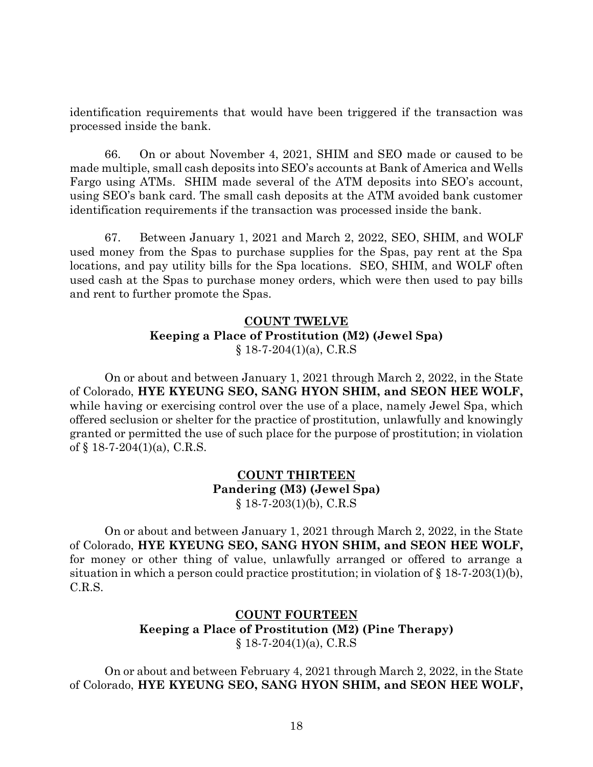identification requirements that would have been triggered if the transaction was processed inside the bank.

66. On or about November 4, 2021, SHIM and SEO made or caused to be made multiple, small cash deposits into SEO's accounts at Bank of America and Wells Fargo using ATMs. SHIM made several of the ATM deposits into SEO's account, using SEO's bank card. The small cash deposits at the ATM avoided bank customer identification requirements if the transaction was processed inside the bank.

67. Between January 1, 2021 and March 2, 2022, SEO, SHIM, and WOLF used money from the Spas to purchase supplies for the Spas, pay rent at the Spa locations, and pay utility bills for the Spa locations. SEO, SHIM, and WOLF often used cash at the Spas to purchase money orders, which were then used to pay bills and rent to further promote the Spas.

**COUNT TWELVE**
**Keeping a Place of Prostitution (M2) (Jewel Spa)**
§ 18-7-204(1)(a), C.R.S

On or about and between January 1, 2021 through March 2, 2022, in the State of Colorado, **HYE KYEUNG SEO, SANG HYON SHIM, and SEON HEE WOLF,** while having or exercising control over the use of a place, namely Jewel Spa, which offered seclusion or shelter for the practice of prostitution, unlawfully and knowingly granted or permitted the use of such place for the purpose of prostitution; in violation of § 18-7-204(1)(a), C.R.S.

**COUNT THIRTEEN**
**Pandering (M3) (Jewel Spa)**
§ 18-7-203(1)(b), C.R.S

On or about and between January 1, 2021 through March 2, 2022, in the State of Colorado, **HYE KYEUNG SEO, SANG HYON SHIM, and SEON HEE WOLF,** for money or other thing of value, unlawfully arranged or offered to arrange a situation in which a person could practice prostitution; in violation of § 18-7-203(1)(b), C.R.S.

**COUNT FOURTEEN**
**Keeping a Place of Prostitution (M2) (Pine Therapy)**
§ 18-7-204(1)(a), C.R.S

On or about and between February 4, 2021 through March 2, 2022, in the State of Colorado, **HYE KYEUNG SEO, SANG HYON SHIM, and SEON HEE WOLF,**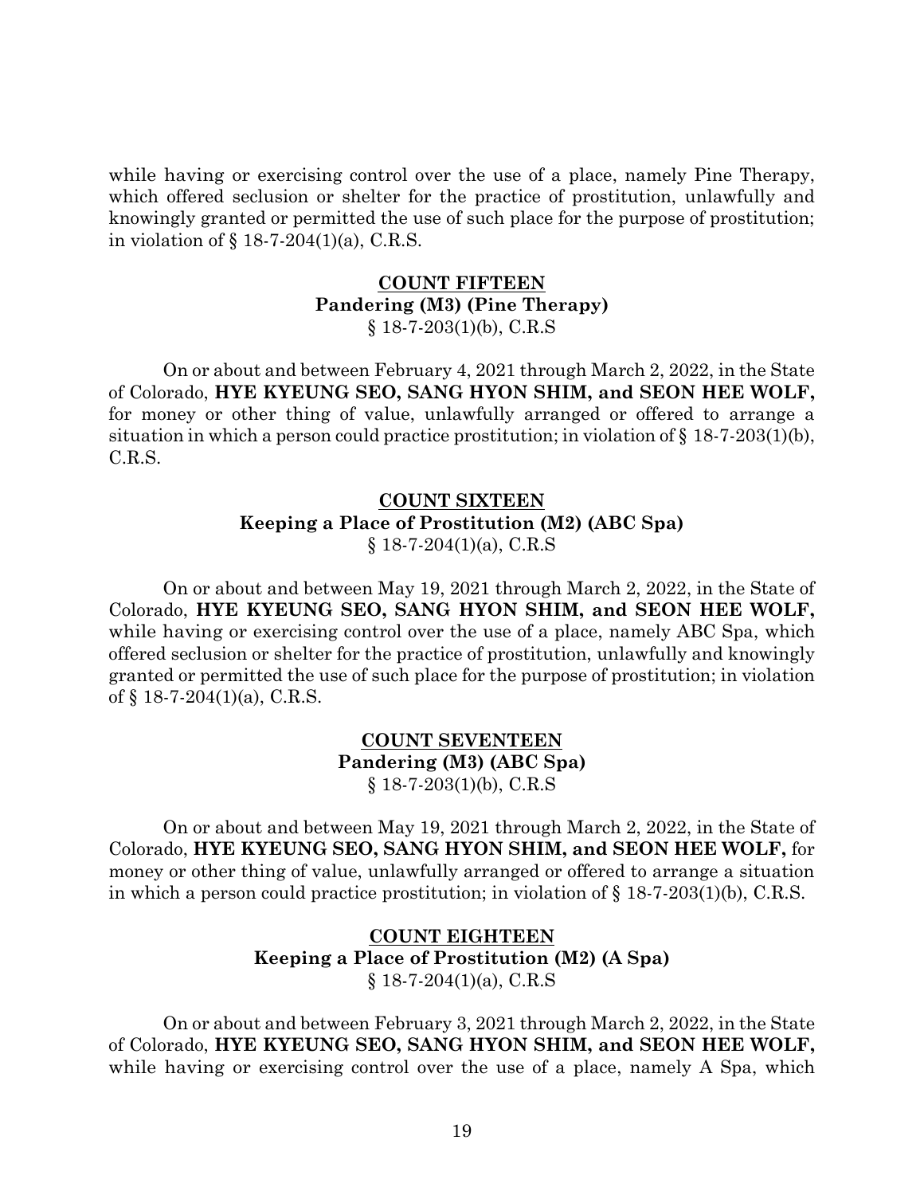while having or exercising control over the use of a place, namely Pine Therapy, which offered seclusion or shelter for the practice of prostitution, unlawfully and knowingly granted or permitted the use of such place for the purpose of prostitution; in violation of § 18-7-204(1)(a), C.R.S.

**COUNT FIFTEEN**
**Pandering (M3) (Pine Therapy)**
§ 18-7-203(1)(b), C.R.S

On or about and between February 4, 2021 through March 2, 2022, in the State of Colorado, **HYE KYEUNG SEO, SANG HYON SHIM, and SEON HEE WOLF,** for money or other thing of value, unlawfully arranged or offered to arrange a situation in which a person could practice prostitution; in violation of § 18-7-203(1)(b), C.R.S.

**COUNT SIXTEEN**
**Keeping a Place of Prostitution (M2) (ABC Spa)**
§ 18-7-204(1)(a), C.R.S

On or about and between May 19, 2021 through March 2, 2022, in the State of Colorado, **HYE KYEUNG SEO, SANG HYON SHIM, and SEON HEE WOLF,** while having or exercising control over the use of a place, namely ABC Spa, which offered seclusion or shelter for the practice of prostitution, unlawfully and knowingly granted or permitted the use of such place for the purpose of prostitution; in violation of § 18-7-204(1)(a), C.R.S.

**COUNT SEVENTEEN**
**Pandering (M3) (ABC Spa)**
§ 18-7-203(1)(b), C.R.S

On or about and between May 19, 2021 through March 2, 2022, in the State of Colorado, **HYE KYEUNG SEO, SANG HYON SHIM, and SEON HEE WOLF,** for money or other thing of value, unlawfully arranged or offered to arrange a situation in which a person could practice prostitution; in violation of § 18-7-203(1)(b), C.R.S.

**COUNT EIGHTEEN**
**Keeping a Place of Prostitution (M2) (A Spa)**
§ 18-7-204(1)(a), C.R.S

On or about and between February 3, 2021 through March 2, 2022, in the State of Colorado, **HYE KYEUNG SEO, SANG HYON SHIM, and SEON HEE WOLF,** while having or exercising control over the use of a place, namely A Spa, which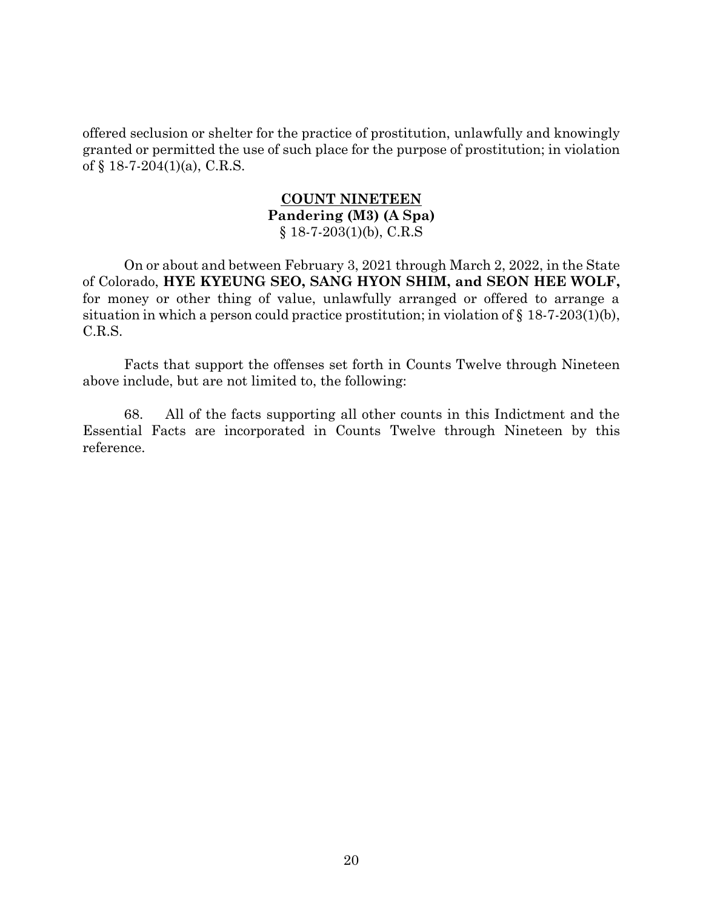offered seclusion or shelter for the practice of prostitution, unlawfully and knowingly granted or permitted the use of such place for the purpose of prostitution; in violation of § 18-7-204(1)(a), C.R.S.

**COUNT NINETEEN**
**Pandering (M3) (A Spa)**
§ 18-7-203(1)(b), C.R.S

On or about and between February 3, 2021 through March 2, 2022, in the State of Colorado, **HYE KYEUNG SEO, SANG HYON SHIM, and SEON HEE WOLF,** for money or other thing of value, unlawfully arranged or offered to arrange a situation in which a person could practice prostitution; in violation of § 18-7-203(1)(b), C.R.S.

Facts that support the offenses set forth in Counts Twelve through Nineteen above include, but are not limited to, the following:

68. All of the facts supporting all other counts in this Indictment and the Essential Facts are incorporated in Counts Twelve through Nineteen by this reference.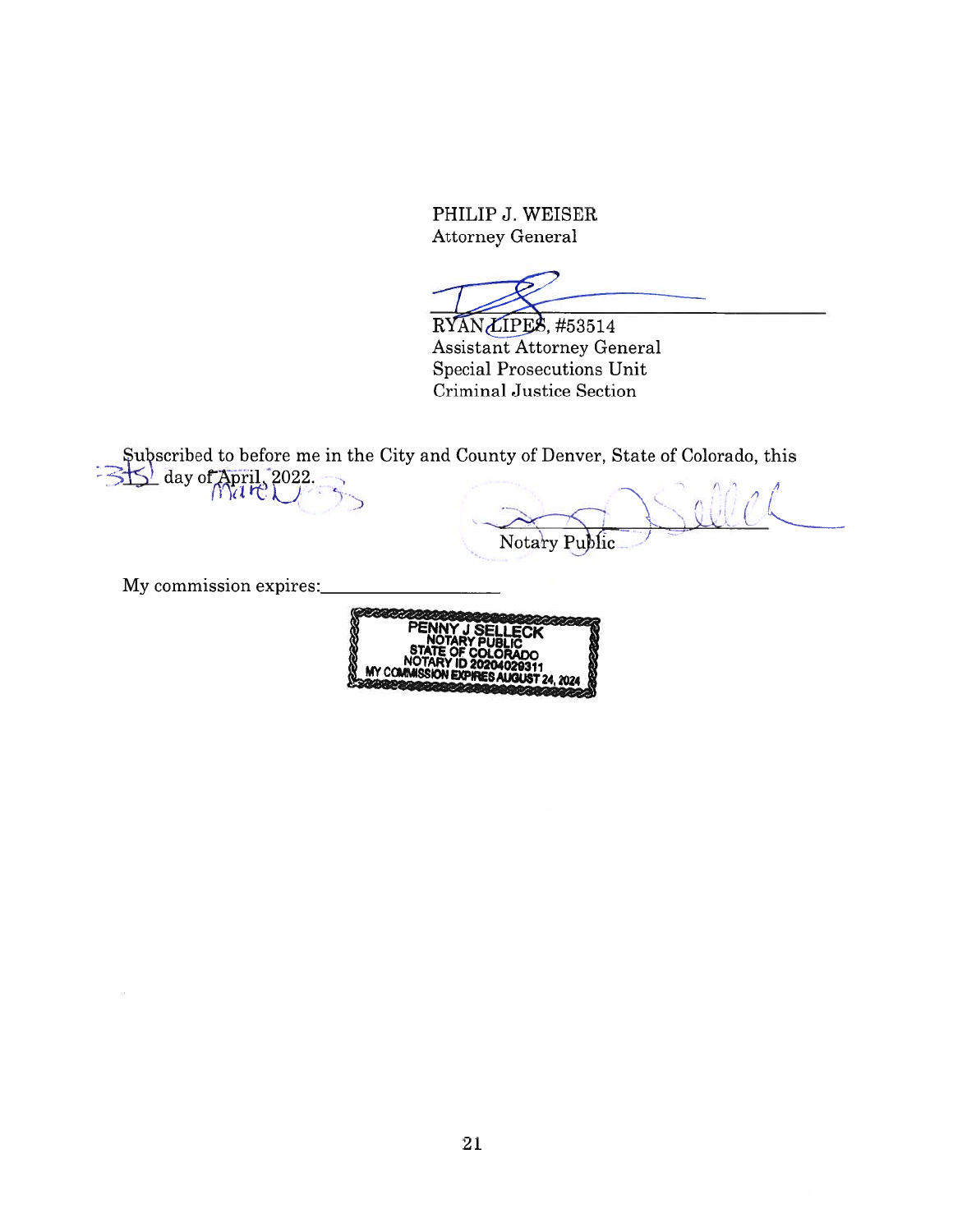PHILIP J. WEISER
Attorney General

RYAN LIPES, #53514
Assistant Attorney General
Special Prosecutions Unit
Criminal Justice Section

Subscribed to before me in the City and County of Denver, State of Colorado, this 31st day of ~~April~~ March, 2022.

Notary Public

My commission expires:___________________

PENNY J SELLECK
NOTARY PUBLIC
STATE OF COLORADO
NOTARY ID 20204029311
MY COMMISSION EXPIRES AUGUST 24, 2024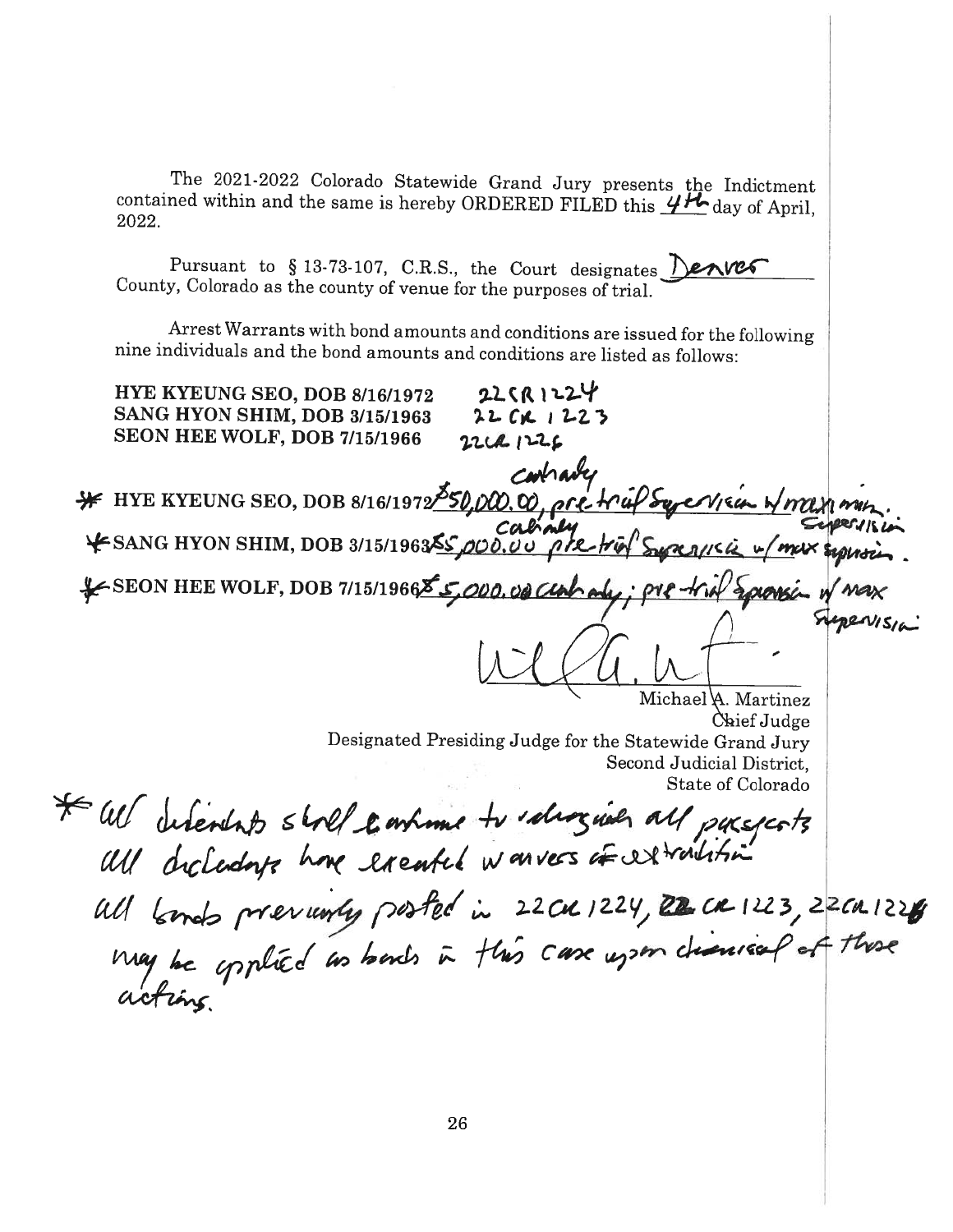The 2021-2022 Colorado Statewide Grand Jury presents the Indictment contained within and the same is hereby ORDERED FILED this 4th day of April, 2022.

Pursuant to § 13-73-107, C.R.S., the Court designates Denver County, Colorado as the county of venue for the purposes of trial.

Arrest Warrants with bond amounts and conditions are issued for the following nine individuals and the bond amounts and conditions are listed as follows:

**HYE KYEUNG SEO, DOB 8/16/1972** 22CR1224
**SANG HYON SHIM, DOB 3/15/1963** 22CR1223
**SEON HEE WOLF, DOB 7/15/1966** 22CR1226

* **HYE KYEUNG SEO, DOB 8/16/1972** $50,000.00 cash only, pre-trial supervision w/max supervision.

* **SANG HYON SHIM, DOB 3/15/1963** $5,000.00 cash only pre-trial supervision w/max supervision.

* **SEON HEE WOLF, DOB 7/15/1966** $5,000.00 cash only; pre-trial supervision w/max supervision

Michael A. Martinez
Chief Judge
Designated Presiding Judge for the Statewide Grand Jury
Second Judicial District,
State of Colorado

* All defendants shall continue to relinquish all passports
All defendants have executed waivers of extradition

All bonds previously posted in 22CR1224, 22CR1223, 22CR1226 may be applied as bonds in this case upon dismissal of those actions.